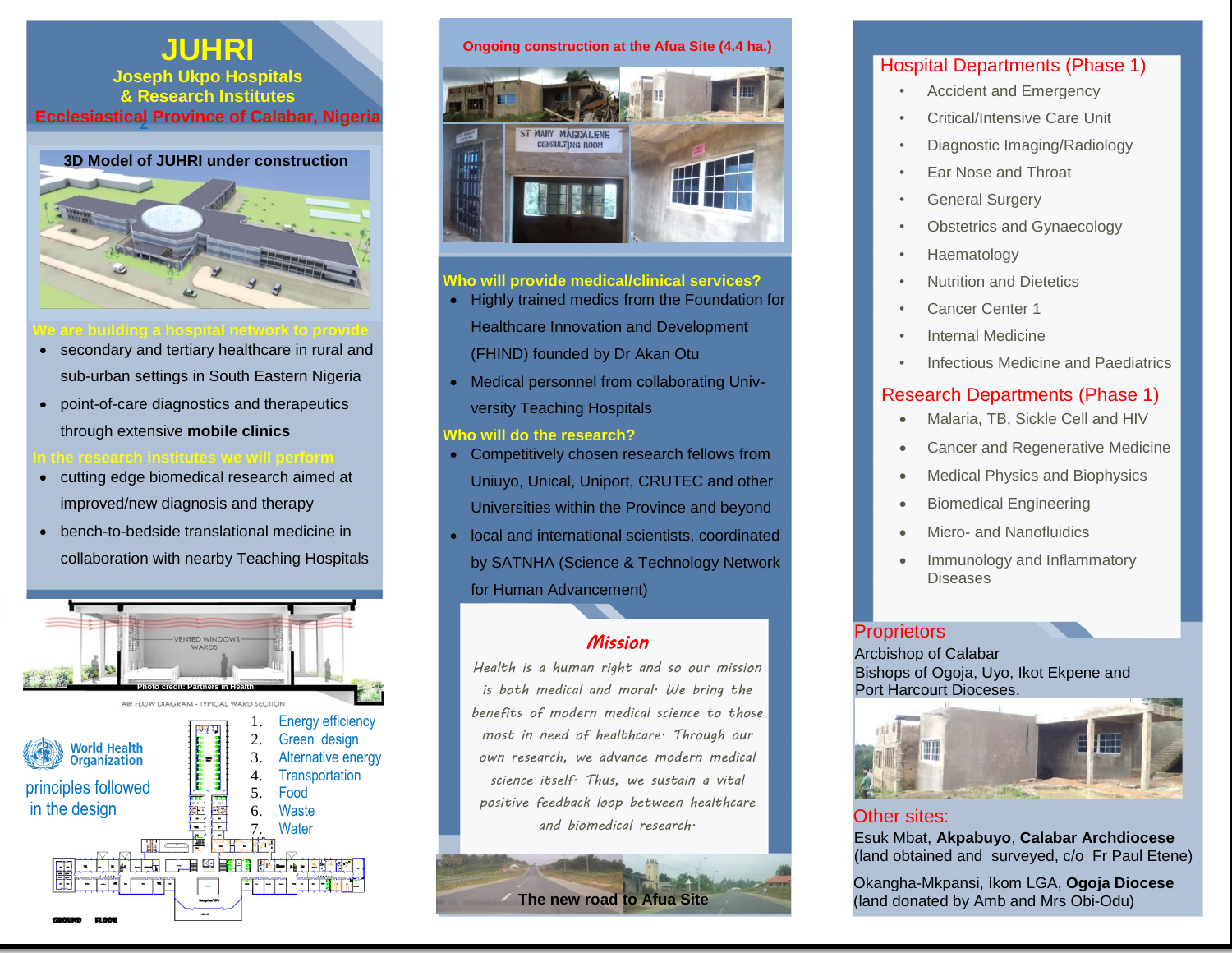# JUHRI

## Joseph Ukpo Hospitals & Research Institutes

## Ecclesiastical Province of Calabar, Nigeria

3D Model of JUHRI under construction

**We are building a hospital network to provide**

- secondary and tertiary healthcare in rural and sub-urban settings in South Eastern Nigeria
- point-of-care diagnostics and therapeutics through extensive **mobile clinics**

**In the research institutes we will perform**

- cutting edge biomedical research aimed at improved/new diagnosis and therapy
- bench-to-bedside translational medicine in collaboration with nearby Teaching Hospitals

VENTED WINDOWS WARDS

Photo credit: Partners in Health

AIR FLOW DIAGRAM - TYPICAL WARD SECTION

World Health Organization principles followed in the design

1. Energy efficiency
2. Green design
3. Alternative energy
4. Transportation
5. Food
6. Waste
7. Water

GROUND FLOOR

**Ongoing construction at the Afua Site (4.4 ha.)**

ST MARY MAGDALENE CONSULTING ROOM

**Who will provide medical/clinical services?**

- Highly trained medics from the Foundation for Healthcare Innovation and Development (FHIND) founded by Dr Akan Otu
- Medical personnel from collaborating University Teaching Hospitals

**Who will do the research?**

- Competitively chosen research fellows from Uniuyo, Unical, Uniport, CRUTEC and other Universities within the Province and beyond
- local and international scientists, coordinated by SATNHA (Science & Technology Network for Human Advancement)

## *Mission*

*Health is a human right and so our mission is both medical and moral. We bring the benefits of modern medical science to those most in need of healthcare. Through our own research, we advance modern medical science itself. Thus, we sustain a vital positive feedback loop between healthcare and biomedical research.*

**The new road to Afua Site**

## Hospital Departments (Phase 1)

- Accident and Emergency
- Critical/Intensive Care Unit
- Diagnostic Imaging/Radiology
- Ear Nose and Throat
- General Surgery
- Obstetrics and Gynaecology
- Haematology
- Nutrition and Dietetics
- Cancer Center 1
- Internal Medicine
- Infectious Medicine and Paediatrics

## Research Departments (Phase 1)

- Malaria, TB, Sickle Cell and HIV
- Cancer and Regenerative Medicine
- Medical Physics and Biophysics
- Biomedical Engineering
- Micro- and Nanofluidics
- Immunology and Inflammatory Diseases

## Proprietors

Arcbishop of Calabar
Bishops of Ogoja, Uyo, Ikot Ekpene and Port Harcourt Dioceses.

## Other sites:

Esuk Mbat, **Akpabuyo**, **Calabar Archdiocese** (land obtained and surveyed, c/o Fr Paul Etene)

Okangha-Mkpansi, Ikom LGA, **Ogoja Diocese** (land donated by Amb and Mrs Obi-Odu)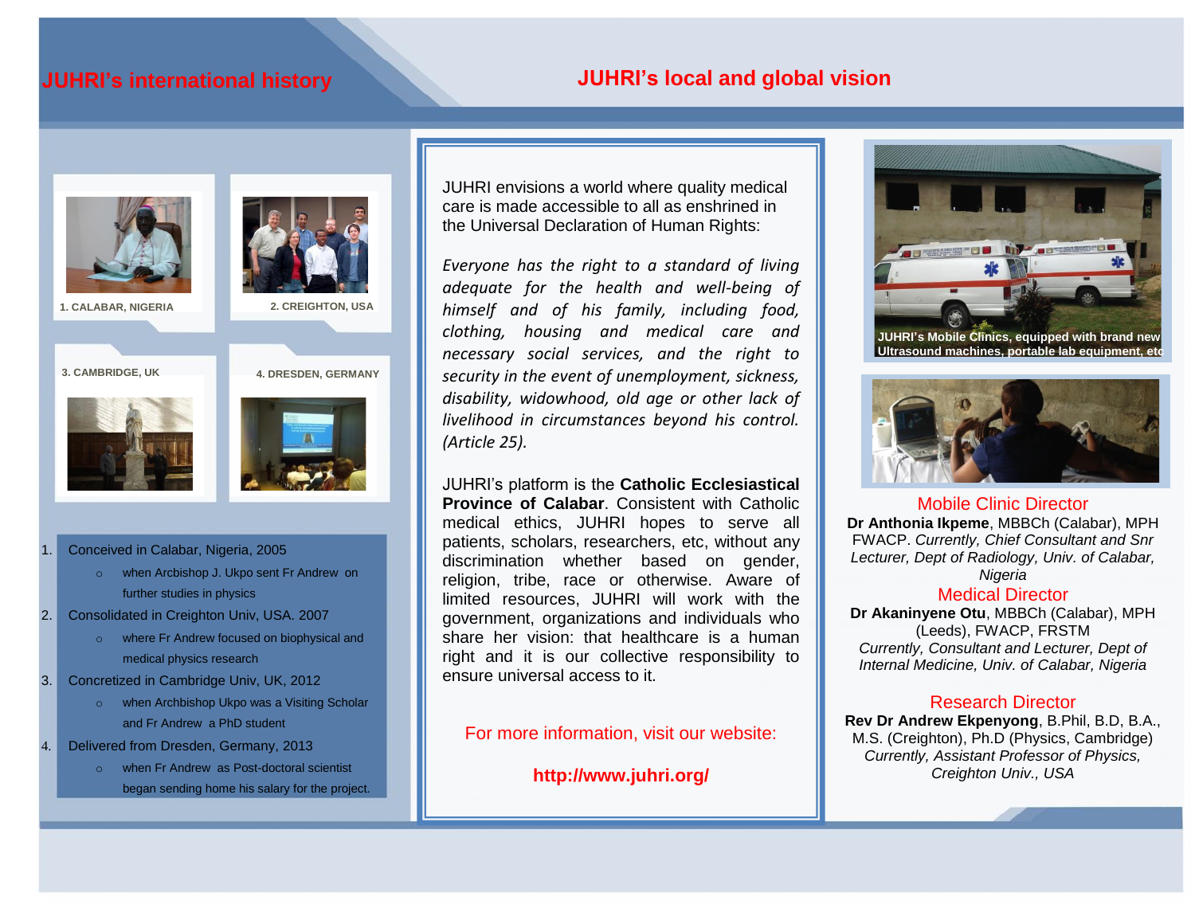## JUHRI's international history

1. CALABAR, NIGERIA

2. CREIGHTON, USA

3. CAMBRIDGE, UK

4. DRESDEN, GERMANY

1. Conceived in Calabar, Nigeria, 2005
   - when Arcbishop J. Ukpo sent Fr Andrew on further studies in physics
2. Consolidated in Creighton Univ, USA. 2007
   - where Fr Andrew focused on biophysical and medical physics research
3. Concretized in Cambridge Univ, UK, 2012
   - when Archbishop Ukpo was a Visiting Scholar and Fr Andrew a PhD student
4. Delivered from Dresden, Germany, 2013
   - when Fr Andrew as Post-doctoral scientist began sending home his salary for the project.

## JUHRI's local and global vision

JUHRI envisions a world where quality medical care is made accessible to all as enshrined in the Universal Declaration of Human Rights:

*Everyone has the right to a standard of living adequate for the health and well-being of himself and of his family, including food, clothing, housing and medical care and necessary social services, and the right to security in the event of unemployment, sickness, disability, widowhood, old age or other lack of livelihood in circumstances beyond his control. (Article 25).*

JUHRI's platform is the **Catholic Ecclesiastical Province of Calabar**. Consistent with Catholic medical ethics, JUHRI hopes to serve all patients, scholars, researchers, etc, without any discrimination whether based on gender, religion, tribe, race or otherwise. Aware of limited resources, JUHRI will work with the government, organizations and individuals who share her vision: that healthcare is a human right and it is our collective responsibility to ensure universal access to it.

For more information, visit our website:

**http://www.juhri.org/**

JUHRI's Mobile Clinics, equipped with brand new Ultrasound machines, portable lab equipment, etc

### Mobile Clinic Director

**Dr Anthonia Ikpeme**, MBBCh (Calabar), MPH FWACP. *Currently, Chief Consultant and Snr Lecturer, Dept of Radiology, Univ. of Calabar, Nigeria*

### Medical Director

**Dr Akaninyene Otu**, MBBCh (Calabar), MPH (Leeds), FWACP, FRSTM
*Currently, Consultant and Lecturer, Dept of Internal Medicine, Univ. of Calabar, Nigeria*

### Research Director

**Rev Dr Andrew Ekpenyong**, B.Phil, B.D, B.A., M.S. (Creighton), Ph.D (Physics, Cambridge)
*Currently, Assistant Professor of Physics, Creighton Univ., USA*